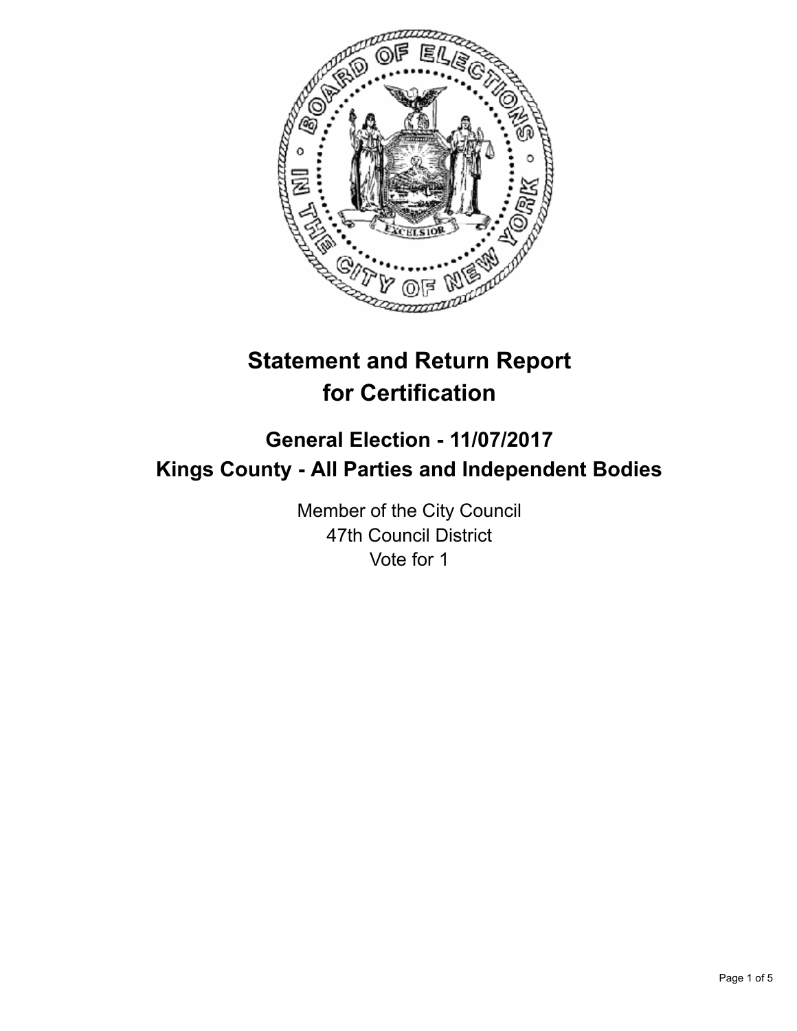# Statement and Return Report for Certification

## General Election - 11/07/2017
## Kings County - All Parties and Independent Bodies

Member of the City Council
47th Council District
Vote for 1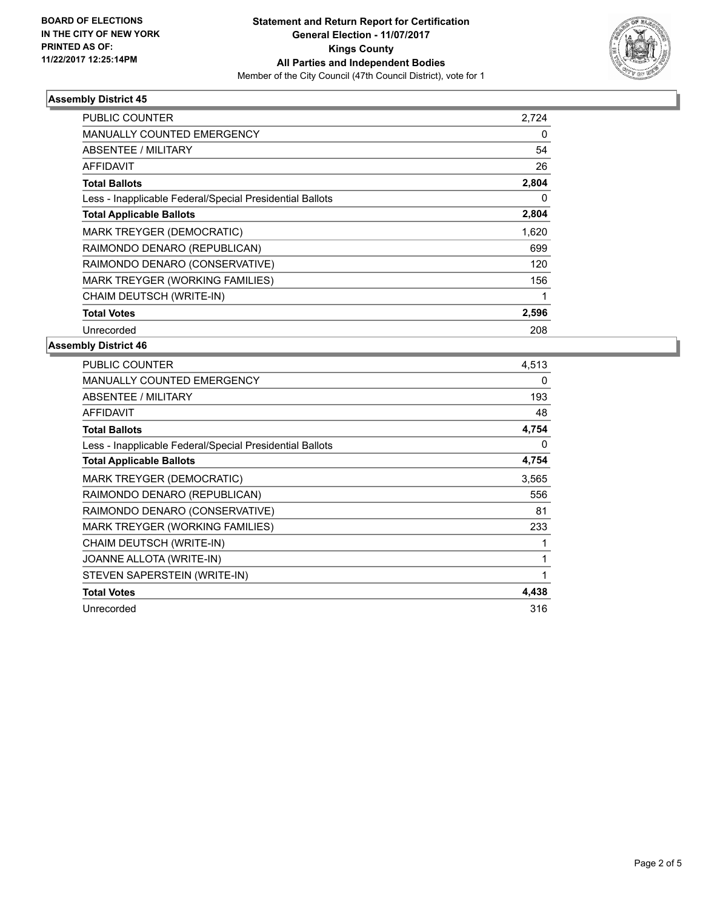**BOARD OF ELECTIONS**
**IN THE CITY OF NEW YORK**
**PRINTED AS OF:**
**11/22/2017 12:25:14PM**

**Statement and Return Report for Certification**
**General Election - 11/07/2017**
**Kings County**
**All Parties and Independent Bodies**
Member of the City Council (47th Council District), vote for 1

## Assembly District 45

| | |
|---|---|
| PUBLIC COUNTER | 2,724 |
| MANUALLY COUNTED EMERGENCY | 0 |
| ABSENTEE / MILITARY | 54 |
| AFFIDAVIT | 26 |
| **Total Ballots** | **2,804** |
| Less - Inapplicable Federal/Special Presidential Ballots | 0 |
| **Total Applicable Ballots** | **2,804** |
| MARK TREYGER (DEMOCRATIC) | 1,620 |
| RAIMONDO DENARO (REPUBLICAN) | 699 |
| RAIMONDO DENARO (CONSERVATIVE) | 120 |
| MARK TREYGER (WORKING FAMILIES) | 156 |
| CHAIM DEUTSCH (WRITE-IN) | 1 |
| **Total Votes** | **2,596** |
| Unrecorded | 208 |

## Assembly District 46

| | |
|---|---|
| PUBLIC COUNTER | 4,513 |
| MANUALLY COUNTED EMERGENCY | 0 |
| ABSENTEE / MILITARY | 193 |
| AFFIDAVIT | 48 |
| **Total Ballots** | **4,754** |
| Less - Inapplicable Federal/Special Presidential Ballots | 0 |
| **Total Applicable Ballots** | **4,754** |
| MARK TREYGER (DEMOCRATIC) | 3,565 |
| RAIMONDO DENARO (REPUBLICAN) | 556 |
| RAIMONDO DENARO (CONSERVATIVE) | 81 |
| MARK TREYGER (WORKING FAMILIES) | 233 |
| CHAIM DEUTSCH (WRITE-IN) | 1 |
| JOANNE ALLOTA (WRITE-IN) | 1 |
| STEVEN SAPERSTEIN (WRITE-IN) | 1 |
| **Total Votes** | **4,438** |
| Unrecorded | 316 |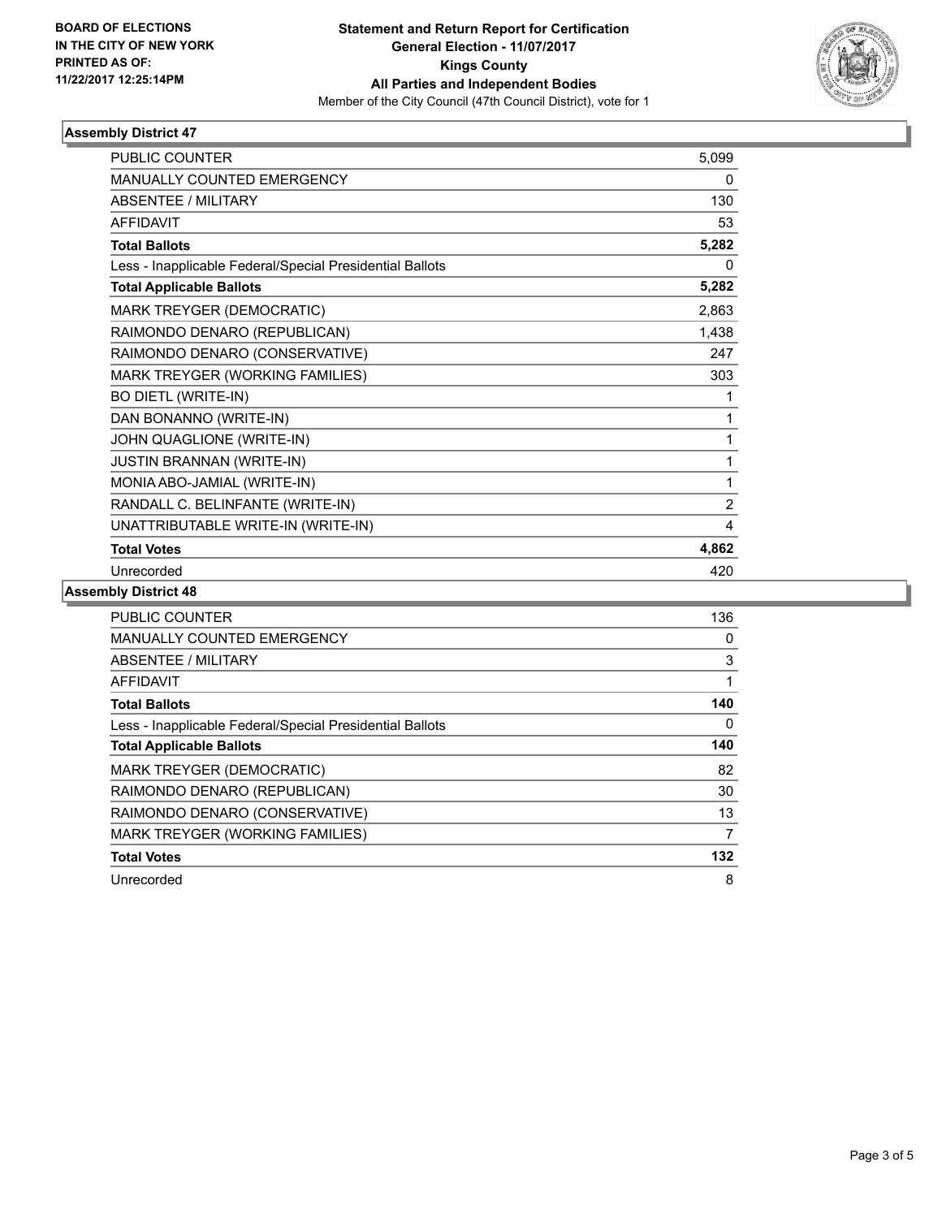BOARD OF ELECTIONS
IN THE CITY OF NEW YORK
PRINTED AS OF:
11/22/2017 12:25:14PM

**Statement and Return Report for Certification**
**General Election - 11/07/2017**
**Kings County**
**All Parties and Independent Bodies**
Member of the City Council (47th Council District), vote for 1

### Assembly District 47

| | |
|---|---|
| PUBLIC COUNTER | 5,099 |
| MANUALLY COUNTED EMERGENCY | 0 |
| ABSENTEE / MILITARY | 130 |
| AFFIDAVIT | 53 |
| **Total Ballots** | **5,282** |
| Less - Inapplicable Federal/Special Presidential Ballots | 0 |
| **Total Applicable Ballots** | **5,282** |
| MARK TREYGER (DEMOCRATIC) | 2,863 |
| RAIMONDO DENARO (REPUBLICAN) | 1,438 |
| RAIMONDO DENARO (CONSERVATIVE) | 247 |
| MARK TREYGER (WORKING FAMILIES) | 303 |
| BO DIETL (WRITE-IN) | 1 |
| DAN BONANNO (WRITE-IN) | 1 |
| JOHN QUAGLIONE (WRITE-IN) | 1 |
| JUSTIN BRANNAN (WRITE-IN) | 1 |
| MONIA ABO-JAMIAL (WRITE-IN) | 1 |
| RANDALL C. BELINFANTE (WRITE-IN) | 2 |
| UNATTRIBUTABLE WRITE-IN (WRITE-IN) | 4 |
| **Total Votes** | **4,862** |
| Unrecorded | 420 |

### Assembly District 48

| | |
|---|---|
| PUBLIC COUNTER | 136 |
| MANUALLY COUNTED EMERGENCY | 0 |
| ABSENTEE / MILITARY | 3 |
| AFFIDAVIT | 1 |
| **Total Ballots** | **140** |
| Less - Inapplicable Federal/Special Presidential Ballots | 0 |
| **Total Applicable Ballots** | **140** |
| MARK TREYGER (DEMOCRATIC) | 82 |
| RAIMONDO DENARO (REPUBLICAN) | 30 |
| RAIMONDO DENARO (CONSERVATIVE) | 13 |
| MARK TREYGER (WORKING FAMILIES) | 7 |
| **Total Votes** | **132** |
| Unrecorded | 8 |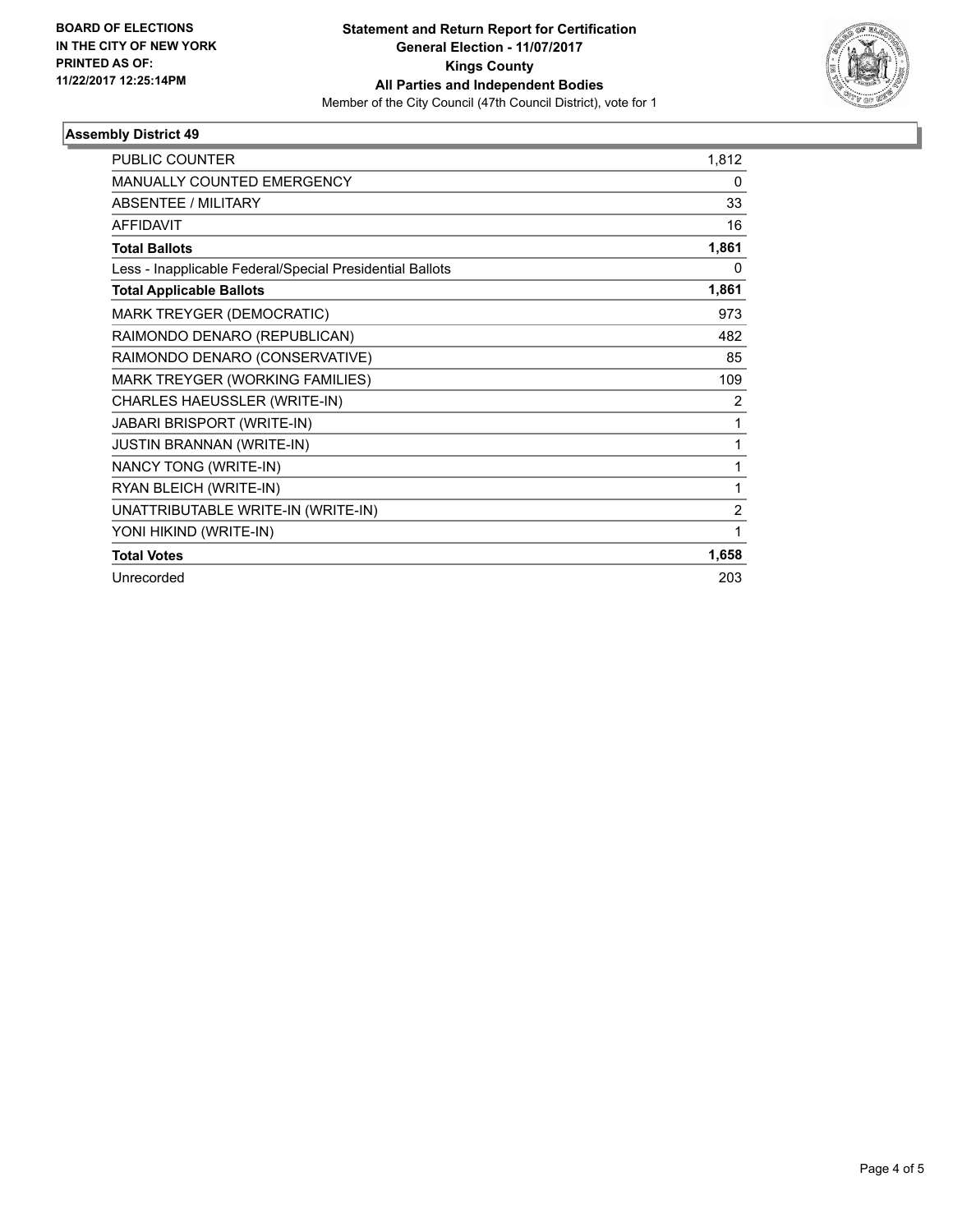BOARD OF ELECTIONS
IN THE CITY OF NEW YORK
PRINTED AS OF:
11/22/2017 12:25:14PM

**Statement and Return Report for Certification**
**General Election - 11/07/2017**
**Kings County**
**All Parties and Independent Bodies**
Member of the City Council (47th Council District), vote for 1

## Assembly District 49

| | |
|---|---|
| PUBLIC COUNTER | 1,812 |
| MANUALLY COUNTED EMERGENCY | 0 |
| ABSENTEE / MILITARY | 33 |
| AFFIDAVIT | 16 |
| **Total Ballots** | **1,861** |
| Less - Inapplicable Federal/Special Presidential Ballots | 0 |
| **Total Applicable Ballots** | **1,861** |
| MARK TREYGER (DEMOCRATIC) | 973 |
| RAIMONDO DENARO (REPUBLICAN) | 482 |
| RAIMONDO DENARO (CONSERVATIVE) | 85 |
| MARK TREYGER (WORKING FAMILIES) | 109 |
| CHARLES HAEUSSLER (WRITE-IN) | 2 |
| JABARI BRISPORT (WRITE-IN) | 1 |
| JUSTIN BRANNAN (WRITE-IN) | 1 |
| NANCY TONG (WRITE-IN) | 1 |
| RYAN BLEICH (WRITE-IN) | 1 |
| UNATTRIBUTABLE WRITE-IN (WRITE-IN) | 2 |
| YONI HIKIND (WRITE-IN) | 1 |
| **Total Votes** | **1,658** |
| Unrecorded | 203 |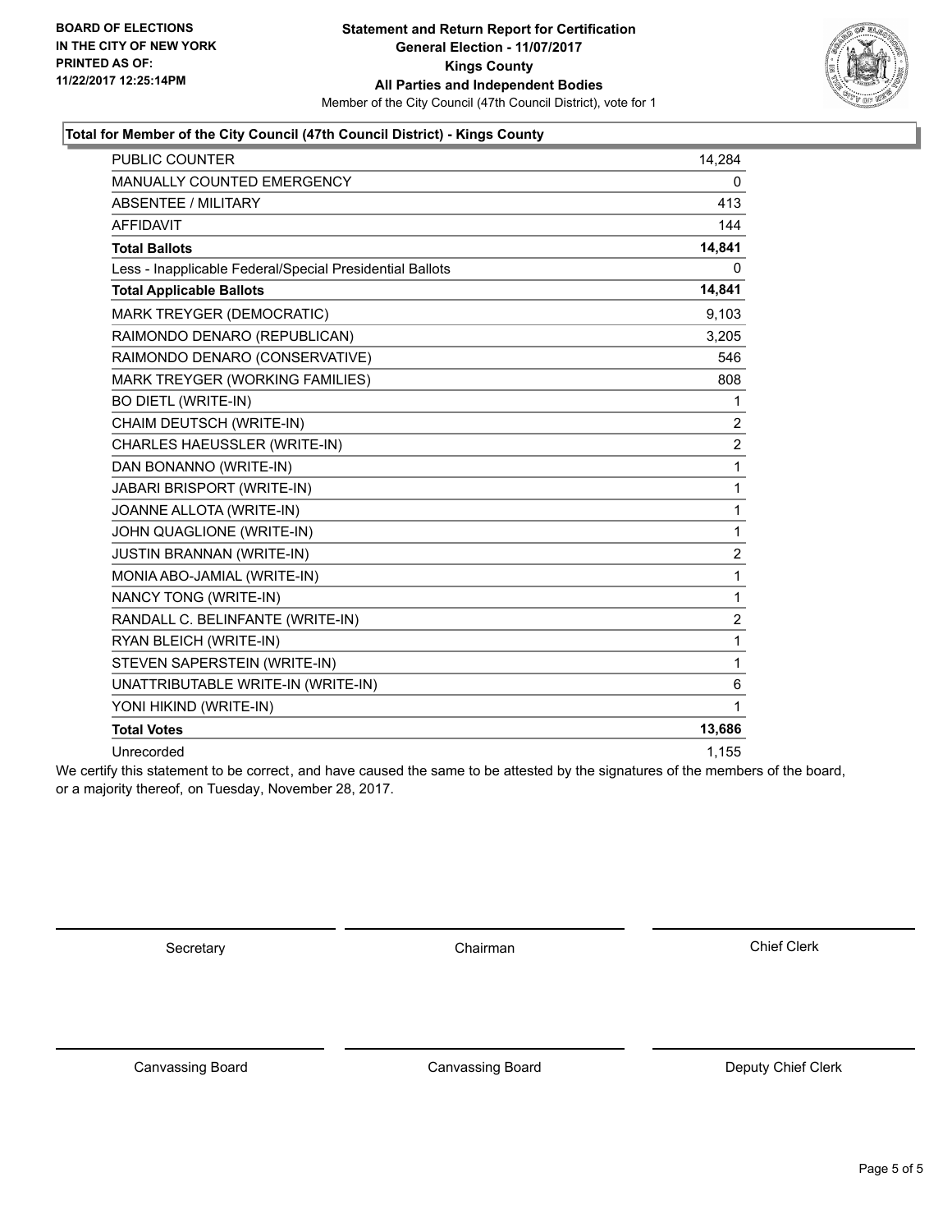**BOARD OF ELECTIONS IN THE CITY OF NEW YORK PRINTED AS OF: 11/22/2017 12:25:14PM**

**Statement and Return Report for Certification**
**General Election - 11/07/2017**
**Kings County**
**All Parties and Independent Bodies**
Member of the City Council (47th Council District), vote for 1

**Total for Member of the City Council (47th Council District) - Kings County**

| | |
|---|---|
| PUBLIC COUNTER | 14,284 |
| MANUALLY COUNTED EMERGENCY | 0 |
| ABSENTEE / MILITARY | 413 |
| AFFIDAVIT | 144 |
| **Total Ballots** | **14,841** |
| Less - Inapplicable Federal/Special Presidential Ballots | 0 |
| **Total Applicable Ballots** | **14,841** |
| MARK TREYGER (DEMOCRATIC) | 9,103 |
| RAIMONDO DENARO (REPUBLICAN) | 3,205 |
| RAIMONDO DENARO (CONSERVATIVE) | 546 |
| MARK TREYGER (WORKING FAMILIES) | 808 |
| BO DIETL (WRITE-IN) | 1 |
| CHAIM DEUTSCH (WRITE-IN) | 2 |
| CHARLES HAEUSSLER (WRITE-IN) | 2 |
| DAN BONANNO (WRITE-IN) | 1 |
| JABARI BRISPORT (WRITE-IN) | 1 |
| JOANNE ALLOTA (WRITE-IN) | 1 |
| JOHN QUAGLIONE (WRITE-IN) | 1 |
| JUSTIN BRANNAN (WRITE-IN) | 2 |
| MONIA ABO-JAMIAL (WRITE-IN) | 1 |
| NANCY TONG (WRITE-IN) | 1 |
| RANDALL C. BELINFANTE (WRITE-IN) | 2 |
| RYAN BLEICH (WRITE-IN) | 1 |
| STEVEN SAPERSTEIN (WRITE-IN) | 1 |
| UNATTRIBUTABLE WRITE-IN (WRITE-IN) | 6 |
| YONI HIKIND (WRITE-IN) | 1 |
| **Total Votes** | **13,686** |
| Unrecorded | 1,155 |

We certify this statement to be correct, and have caused the same to be attested by the signatures of the members of the board, or a majority thereof, on Tuesday, November 28, 2017.

Secretary

Chairman

Chief Clerk

Canvassing Board

Canvassing Board

Deputy Chief Clerk